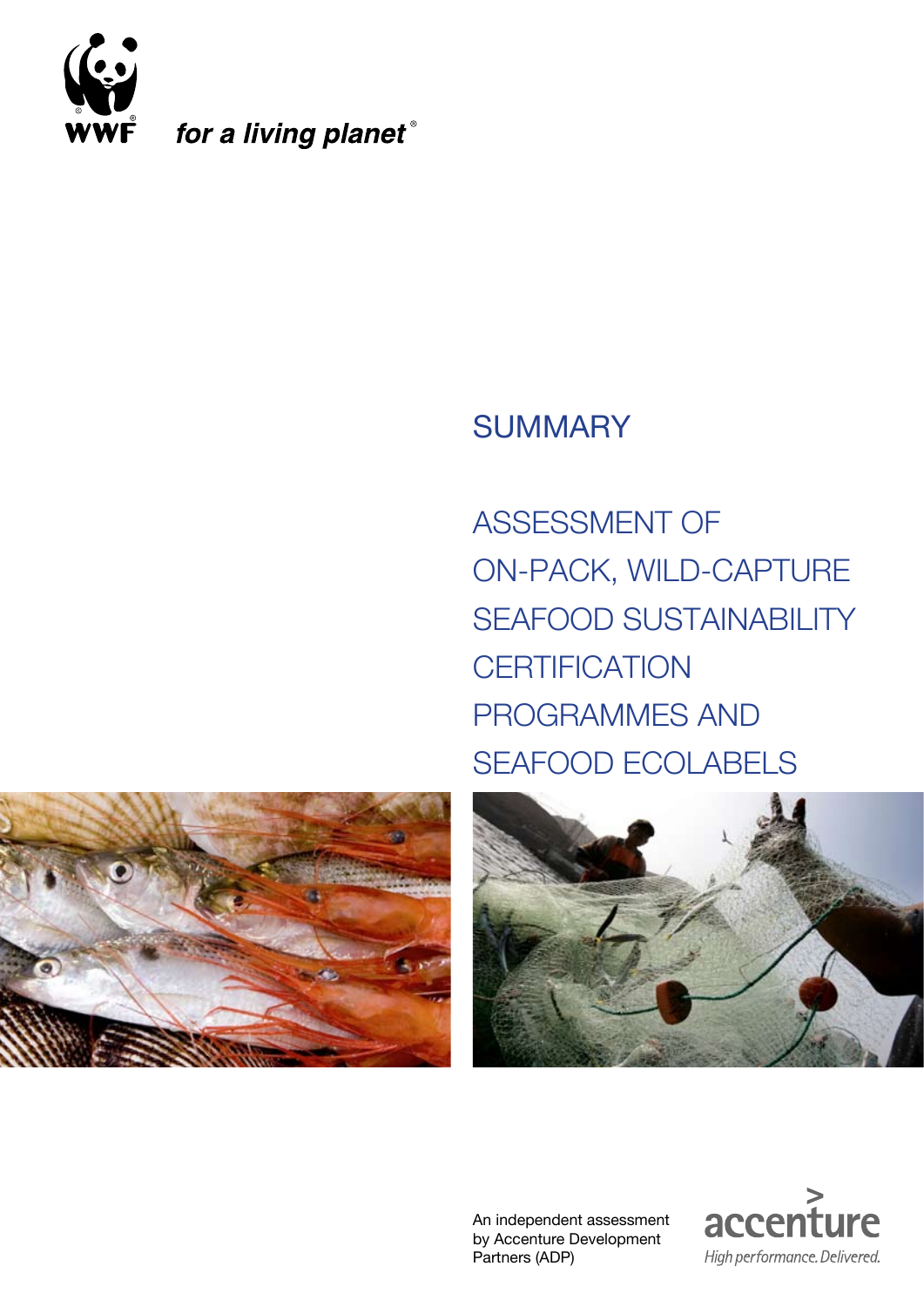WWF for a living planet®

# SUMMARY

# ASSESSMENT OF ON-PACK, WILD-CAPTURE SEAFOOD SUSTAINABILITY CERTIFICATION PROGRAMMES AND SEAFOOD ECOLABELS

An independent assessment by Accenture Development Partners (ADP)

accenture
*High performance. Delivered.*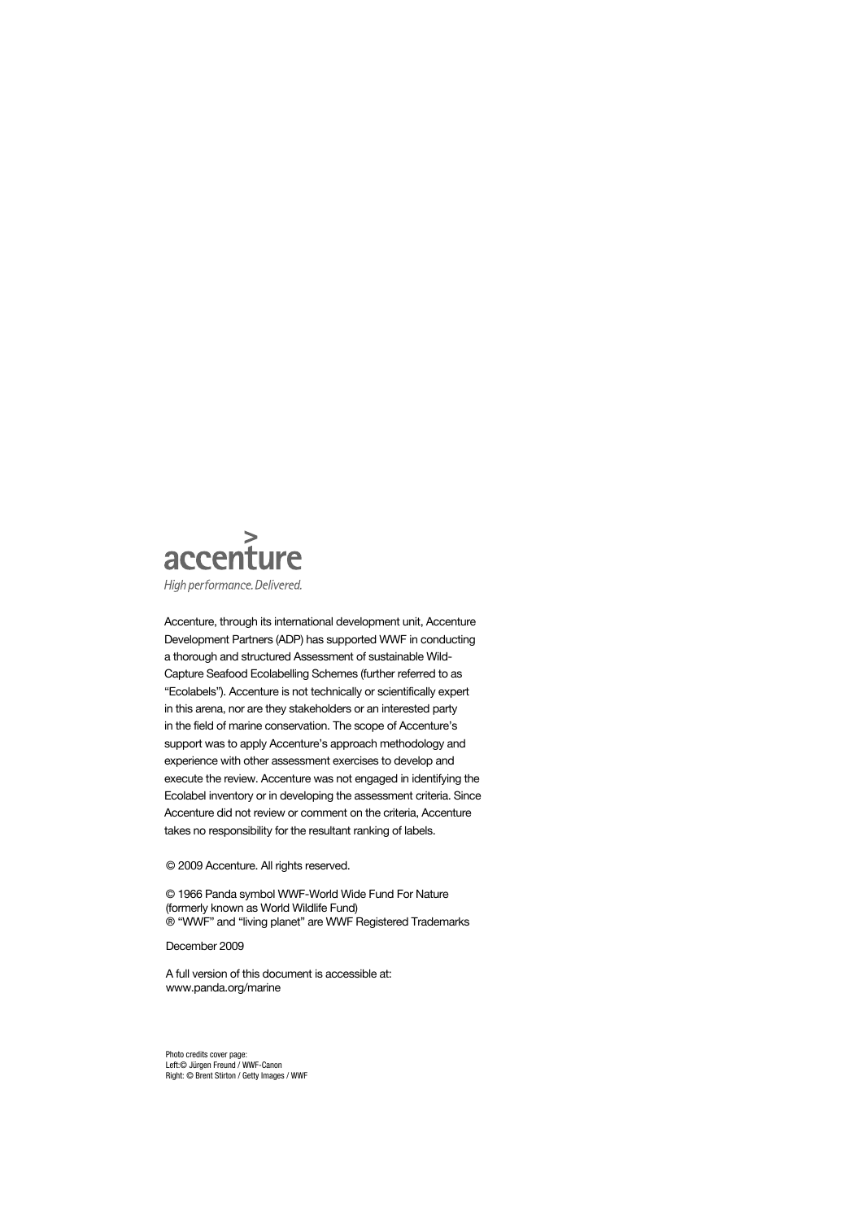accenture

*High performance. Delivered.*

Accenture, through its international development unit, Accenture Development Partners (ADP) has supported WWF in conducting a thorough and structured Assessment of sustainable Wild-Capture Seafood Ecolabelling Schemes (further referred to as "Ecolabels"). Accenture is not technically or scientifically expert in this arena, nor are they stakeholders or an interested party in the field of marine conservation. The scope of Accenture's support was to apply Accenture's approach methodology and experience with other assessment exercises to develop and execute the review. Accenture was not engaged in identifying the Ecolabel inventory or in developing the assessment criteria. Since Accenture did not review or comment on the criteria, Accenture takes no responsibility for the resultant ranking of labels.

© 2009 Accenture. All rights reserved.

© 1966 Panda symbol WWF-World Wide Fund For Nature
(formerly known as World Wildlife Fund)
® "WWF" and "living planet" are WWF Registered Trademarks

December 2009

A full version of this document is accessible at:
www.panda.org/marine

Photo credits cover page:
Left:© Jürgen Freund / WWF-Canon
Right: © Brent Stirton / Getty Images / WWF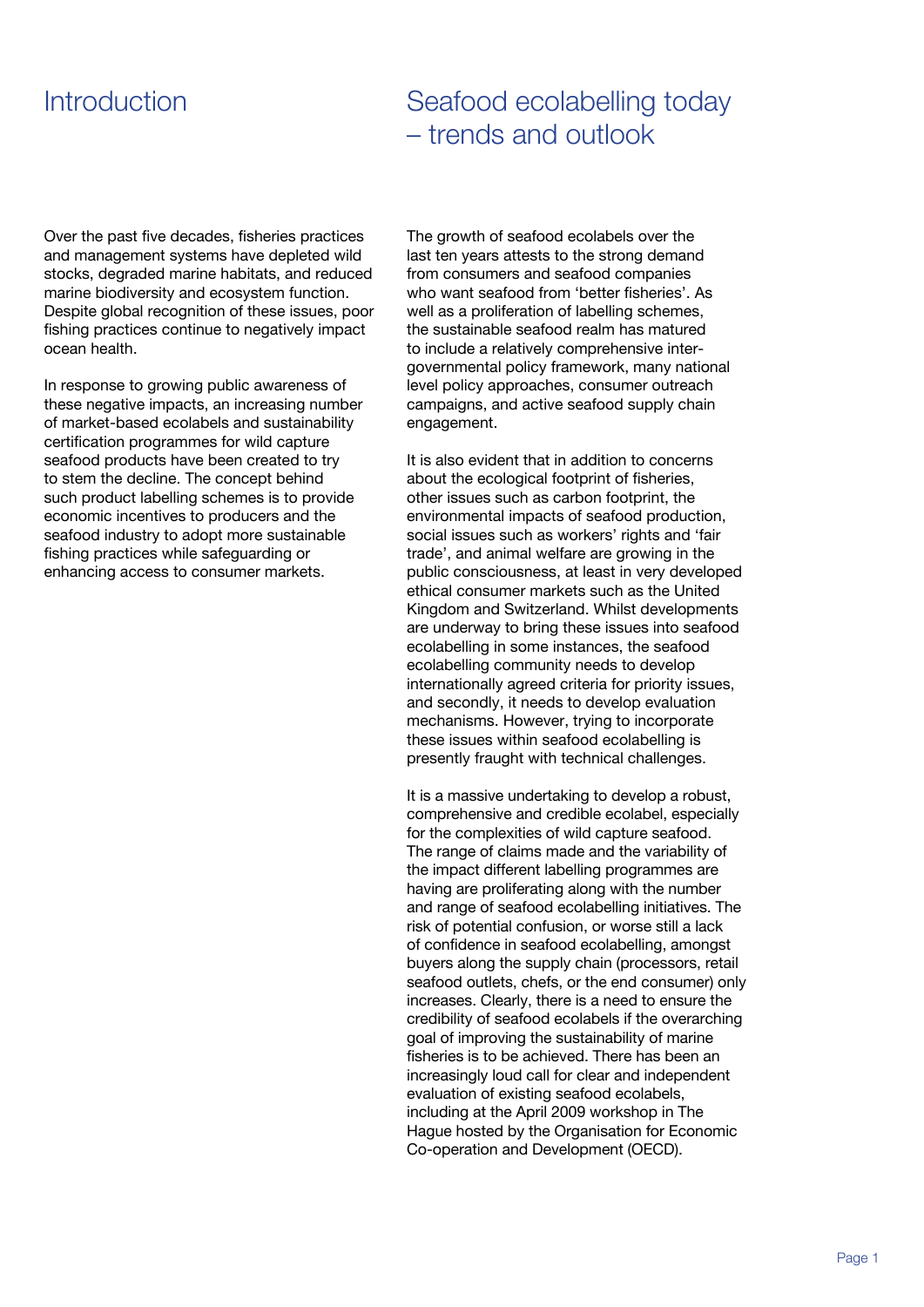# Introduction

Over the past five decades, fisheries practices and management systems have depleted wild stocks, degraded marine habitats, and reduced marine biodiversity and ecosystem function. Despite global recognition of these issues, poor fishing practices continue to negatively impact ocean health.

In response to growing public awareness of these negative impacts, an increasing number of market-based ecolabels and sustainability certification programmes for wild capture seafood products have been created to try to stem the decline. The concept behind such product labelling schemes is to provide economic incentives to producers and the seafood industry to adopt more sustainable fishing practices while safeguarding or enhancing access to consumer markets.

# Seafood ecolabelling today – trends and outlook

The growth of seafood ecolabels over the last ten years attests to the strong demand from consumers and seafood companies who want seafood from 'better fisheries'. As well as a proliferation of labelling schemes, the sustainable seafood realm has matured to include a relatively comprehensive inter-governmental policy framework, many national level policy approaches, consumer outreach campaigns, and active seafood supply chain engagement.

It is also evident that in addition to concerns about the ecological footprint of fisheries, other issues such as carbon footprint, the environmental impacts of seafood production, social issues such as workers' rights and 'fair trade', and animal welfare are growing in the public consciousness, at least in very developed ethical consumer markets such as the United Kingdom and Switzerland. Whilst developments are underway to bring these issues into seafood ecolabelling in some instances, the seafood ecolabelling community needs to develop internationally agreed criteria for priority issues, and secondly, it needs to develop evaluation mechanisms. However, trying to incorporate these issues within seafood ecolabelling is presently fraught with technical challenges.

It is a massive undertaking to develop a robust, comprehensive and credible ecolabel, especially for the complexities of wild capture seafood. The range of claims made and the variability of the impact different labelling programmes are having are proliferating along with the number and range of seafood ecolabelling initiatives. The risk of potential confusion, or worse still a lack of confidence in seafood ecolabelling, amongst buyers along the supply chain (processors, retail seafood outlets, chefs, or the end consumer) only increases. Clearly, there is a need to ensure the credibility of seafood ecolabels if the overarching goal of improving the sustainability of marine fisheries is to be achieved. There has been an increasingly loud call for clear and independent evaluation of existing seafood ecolabels, including at the April 2009 workshop in The Hague hosted by the Organisation for Economic Co-operation and Development (OECD).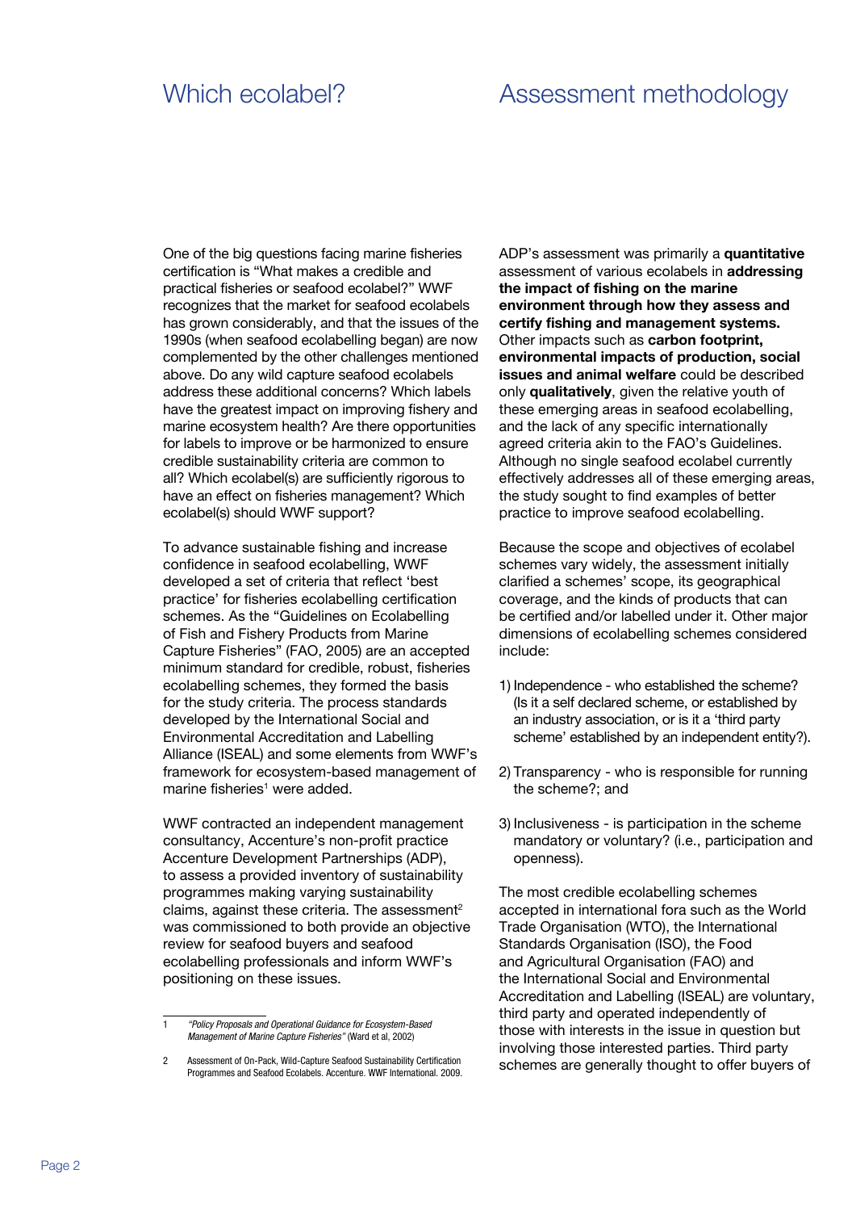## Which ecolabel?

One of the big questions facing marine fisheries certification is "What makes a credible and practical fisheries or seafood ecolabel?" WWF recognizes that the market for seafood ecolabels has grown considerably, and that the issues of the 1990s (when seafood ecolabelling began) are now complemented by the other challenges mentioned above. Do any wild capture seafood ecolabels address these additional concerns? Which labels have the greatest impact on improving fishery and marine ecosystem health? Are there opportunities for labels to improve or be harmonized to ensure credible sustainability criteria are common to all? Which ecolabel(s) are sufficiently rigorous to have an effect on fisheries management? Which ecolabel(s) should WWF support?

To advance sustainable fishing and increase confidence in seafood ecolabelling, WWF developed a set of criteria that reflect 'best practice' for fisheries ecolabelling certification schemes. As the "Guidelines on Ecolabelling of Fish and Fishery Products from Marine Capture Fisheries" (FAO, 2005) are an accepted minimum standard for credible, robust, fisheries ecolabelling schemes, they formed the basis for the study criteria. The process standards developed by the International Social and Environmental Accreditation and Labelling Alliance (ISEAL) and some elements from WWF's framework for ecosystem-based management of marine fisheries[1] were added.

WWF contracted an independent management consultancy, Accenture's non-profit practice Accenture Development Partnerships (ADP), to assess a provided inventory of sustainability programmes making varying sustainability claims, against these criteria. The assessment[2] was commissioned to both provide an objective review for seafood buyers and seafood ecolabelling professionals and inform WWF's positioning on these issues.

## Assessment methodology

ADP's assessment was primarily a **quantitative** assessment of various ecolabels in **addressing the impact of fishing on the marine environment through how they assess and certify fishing and management systems.** Other impacts such as **carbon footprint, environmental impacts of production, social issues and animal welfare** could be described only **qualitatively**, given the relative youth of these emerging areas in seafood ecolabelling, and the lack of any specific internationally agreed criteria akin to the FAO's Guidelines. Although no single seafood ecolabel currently effectively addresses all of these emerging areas, the study sought to find examples of better practice to improve seafood ecolabelling.

Because the scope and objectives of ecolabel schemes vary widely, the assessment initially clarified a schemes' scope, its geographical coverage, and the kinds of products that can be certified and/or labelled under it. Other major dimensions of ecolabelling schemes considered include:

1) Independence - who established the scheme? (Is it a self declared scheme, or established by an industry association, or is it a 'third party scheme' established by an independent entity?).

2) Transparency - who is responsible for running the scheme?; and

3) Inclusiveness - is participation in the scheme mandatory or voluntary? (i.e., participation and openness).

The most credible ecolabelling schemes accepted in international fora such as the World Trade Organisation (WTO), the International Standards Organisation (ISO), the Food and Agricultural Organisation (FAO) and the International Social and Environmental Accreditation and Labelling (ISEAL) are voluntary, third party and operated independently of those with interests in the issue in question but involving those interested parties. Third party schemes are generally thought to offer buyers of

---

1 *"Policy Proposals and Operational Guidance for Ecosystem-Based Management of Marine Capture Fisheries"* (Ward et al, 2002)

2 Assessment of On-Pack, Wild-Capture Seafood Sustainability Certification Programmes and Seafood Ecolabels. Accenture. WWF International. 2009.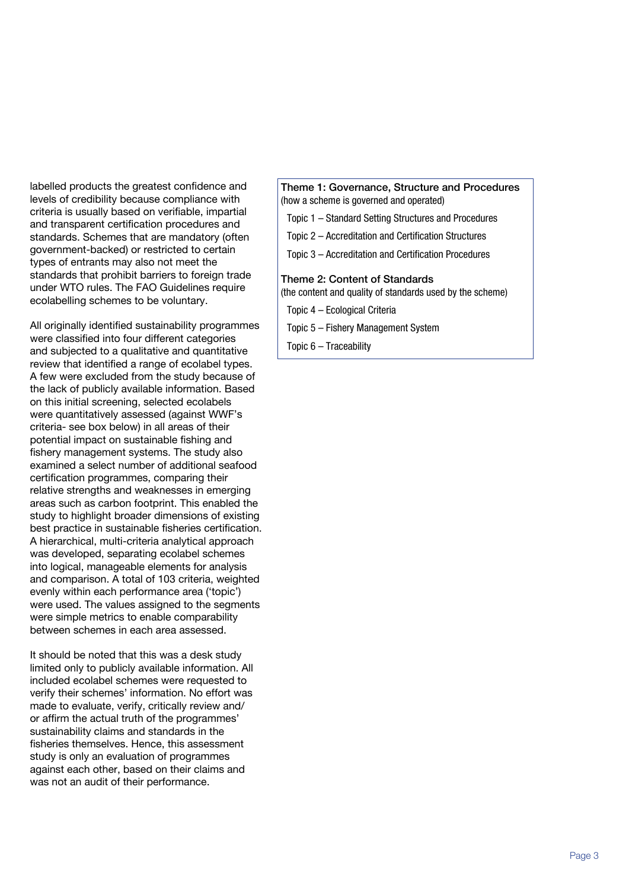labelled products the greatest confidence and levels of credibility because compliance with criteria is usually based on verifiable, impartial and transparent certification procedures and standards. Schemes that are mandatory (often government-backed) or restricted to certain types of entrants may also not meet the standards that prohibit barriers to foreign trade under WTO rules. The FAO Guidelines require ecolabelling schemes to be voluntary.

All originally identified sustainability programmes were classified into four different categories and subjected to a qualitative and quantitative review that identified a range of ecolabel types. A few were excluded from the study because of the lack of publicly available information. Based on this initial screening, selected ecolabels were quantitatively assessed (against WWF's criteria- see box below) in all areas of their potential impact on sustainable fishing and fishery management systems. The study also examined a select number of additional seafood certification programmes, comparing their relative strengths and weaknesses in emerging areas such as carbon footprint. This enabled the study to highlight broader dimensions of existing best practice in sustainable fisheries certification. A hierarchical, multi-criteria analytical approach was developed, separating ecolabel schemes into logical, manageable elements for analysis and comparison. A total of 103 criteria, weighted evenly within each performance area ('topic') were used. The values assigned to the segments were simple metrics to enable comparability between schemes in each area assessed.

It should be noted that this was a desk study limited only to publicly available information. All included ecolabel schemes were requested to verify their schemes' information. No effort was made to evaluate, verify, critically review and/or affirm the actual truth of the programmes' sustainability claims and standards in the fisheries themselves. Hence, this assessment study is only an evaluation of programmes against each other, based on their claims and was not an audit of their performance.

**Theme 1: Governance, Structure and Procedures**
(how a scheme is governed and operated)

- Topic 1 – Standard Setting Structures and Procedures
- Topic 2 – Accreditation and Certification Structures
- Topic 3 – Accreditation and Certification Procedures

**Theme 2: Content of Standards**
(the content and quality of standards used by the scheme)

- Topic 4 – Ecological Criteria
- Topic 5 – Fishery Management System
- Topic 6 – Traceability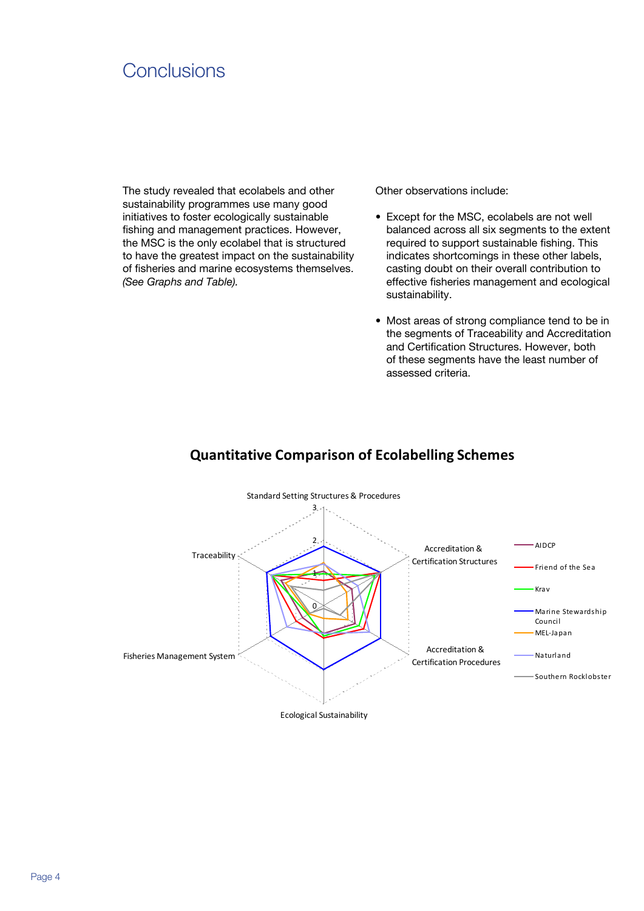# Conclusions

The study revealed that ecolabels and other sustainability programmes use many good initiatives to foster ecologically sustainable fishing and management practices. However, the MSC is the only ecolabel that is structured to have the greatest impact on the sustainability of fisheries and marine ecosystems themselves. *(See Graphs and Table).*

Other observations include:

- Except for the MSC, ecolabels are not well balanced across all six segments to the extent required to support sustainable fishing. This indicates shortcomings in these other labels, casting doubt on their overall contribution to effective fisheries management and ecological sustainability.
- Most areas of strong compliance tend to be in the segments of Traceability and Accreditation and Certification Structures. However, both of these segments have the least number of assessed criteria.

## Quantitative Comparison of Ecolabelling Schemes

Standard Setting Structures & Procedures

3

2

1

0

Traceability

Accreditation & Certification Structures

Fisheries Management System

Accreditation & Certification Procedures

Ecological Sustainability

- AIDCP
- Friend of the Sea
- Krav
- Marine Stewardship Council
- MEL-Japan
- Naturland
- Southern Rocklobster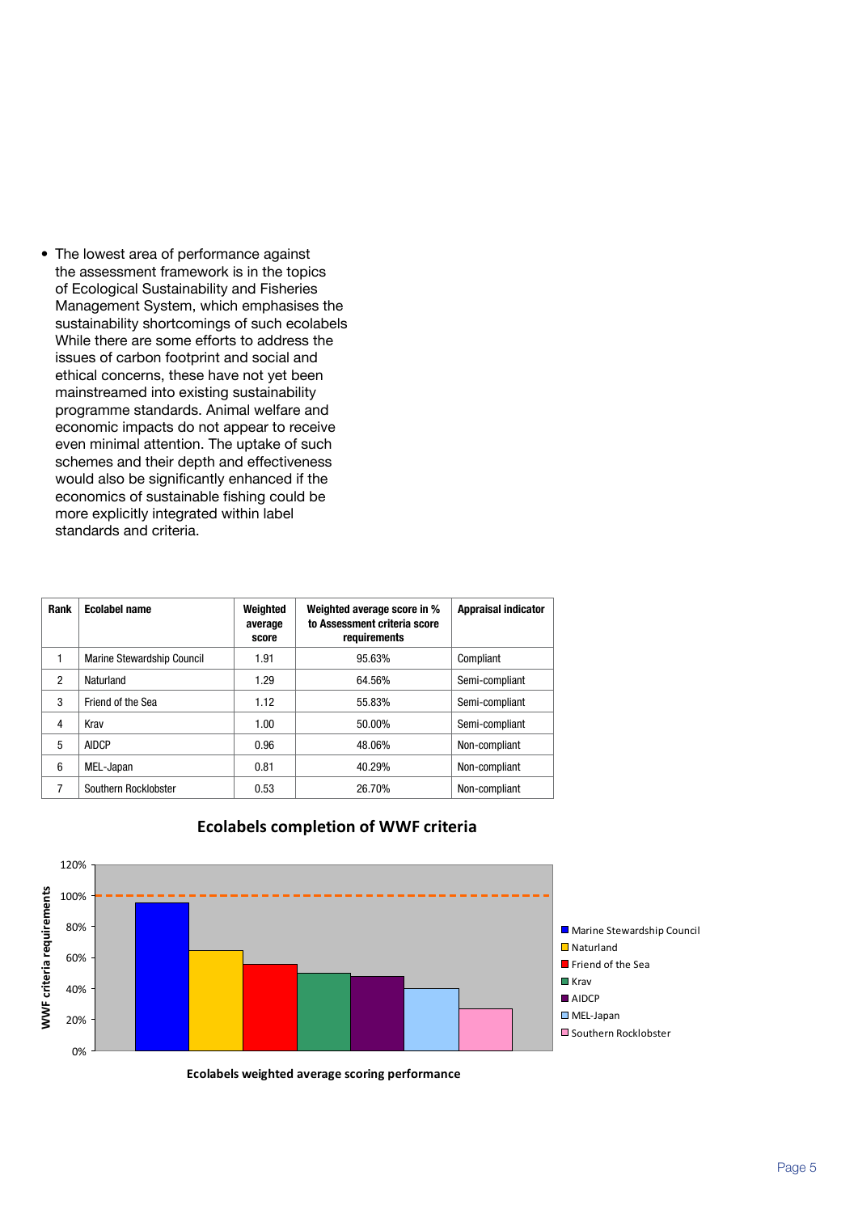- The lowest area of performance against the assessment framework is in the topics of Ecological Sustainability and Fisheries Management System, which emphasises the sustainability shortcomings of such ecolabels While there are some efforts to address the issues of carbon footprint and social and ethical concerns, these have not yet been mainstreamed into existing sustainability programme standards. Animal welfare and economic impacts do not appear to receive even minimal attention. The uptake of such schemes and their depth and effectiveness would also be significantly enhanced if the economics of sustainable fishing could be more explicitly integrated within label standards and criteria.

| Rank | Ecolabel name | Weighted average score | Weighted average score in % to Assessment criteria score requirements | Appraisal indicator |
|---|---|---|---|---|
| 1 | Marine Stewardship Council | 1.91 | 95.63% | Compliant |
| 2 | Naturland | 1.29 | 64.56% | Semi-compliant |
| 3 | Friend of the Sea | 1.12 | 55.83% | Semi-compliant |
| 4 | Krav | 1.00 | 50.00% | Semi-compliant |
| 5 | AIDCP | 0.96 | 48.06% | Non-compliant |
| 6 | MEL-Japan | 0.81 | 40.29% | Non-compliant |
| 7 | Southern Rocklobster | 0.53 | 26.70% | Non-compliant |

**Ecolabels completion of WWF criteria**

WWF criteria requirements: 0%, 20%, 40%, 60%, 80%, 100%, 120%

Marine Stewardship Council, Naturland, Friend of the Sea, Krav, AIDCP, MEL-Japan, Southern Rocklobster

Ecolabels weighted average scoring performance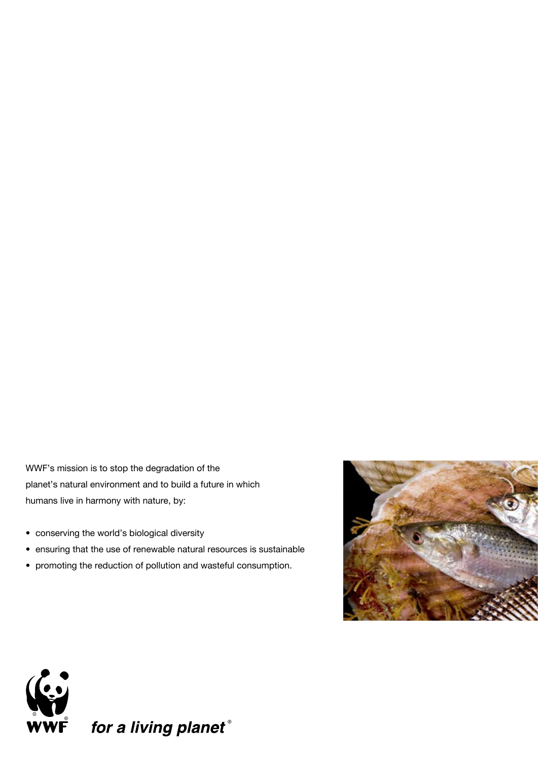WWF's mission is to stop the degradation of the planet's natural environment and to build a future in which humans live in harmony with nature, by:

- conserving the world's biological diversity
- ensuring that the use of renewable natural resources is sustainable
- promoting the reduction of pollution and wasteful consumption.

WWF

*for a living planet*®